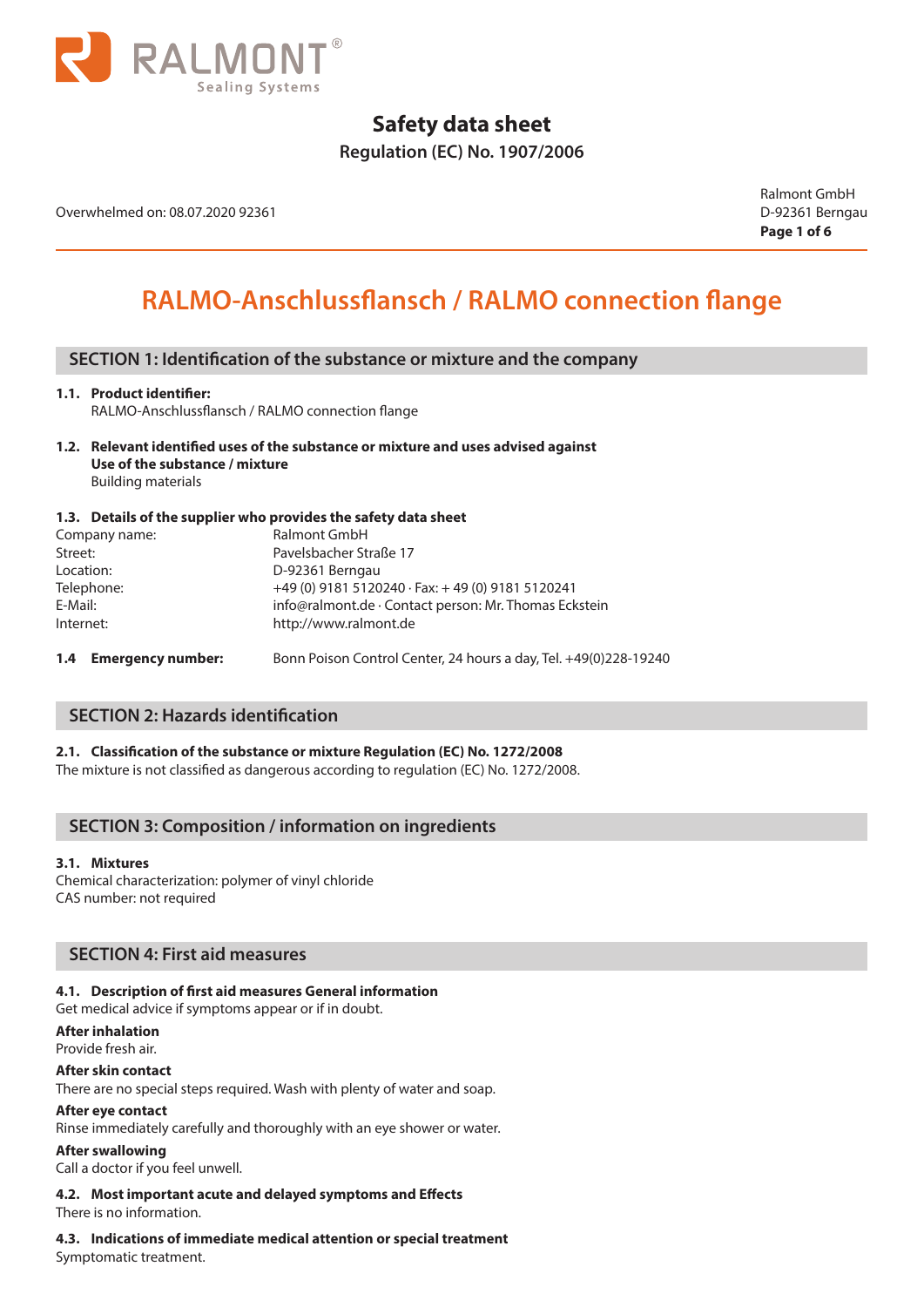# Safety data sheet

**Regulation (EC) No. 1907/2006**

Overwhelmed on: 08.07.2020 92361

Ralmont GmbH
D-92361 Berngau

# RALMO-Anschlussflansch / RALMO connection flange

## SECTION 1: Identification of the substance or mixture and the company

**1.1. Product identifier:**
RALMO-Anschlussflansch / RALMO connection flange

**1.2. Relevant identified uses of the substance or mixture and uses advised against**
**Use of the substance / mixture**
Building materials

**1.3. Details of the supplier who provides the safety data sheet**

| | |
|---|---|
| Company name: | Ralmont GmbH |
| Street: | Pavelsbacher Straße 17 |
| Location: | D-92361 Berngau |
| Telephone: | +49 (0) 9181 5120240 · Fax: + 49 (0) 9181 5120241 |
| E-Mail: | info@ralmont.de · Contact person: Mr. Thomas Eckstein |
| Internet: | http://www.ralmont.de |

**1.4 Emergency number:** Bonn Poison Control Center, 24 hours a day, Tel. +49(0)228-19240

## SECTION 2: Hazards identification

**2.1. Classification of the substance or mixture Regulation (EC) No. 1272/2008**
The mixture is not classified as dangerous according to regulation (EC) No. 1272/2008.

## SECTION 3: Composition / information on ingredients

**3.1. Mixtures**
Chemical characterization: polymer of vinyl chloride
CAS number: not required

## SECTION 4: First aid measures

**4.1. Description of first aid measures General information**
Get medical advice if symptoms appear or if in doubt.

**After inhalation**
Provide fresh air.

**After skin contact**
There are no special steps required. Wash with plenty of water and soap.

**After eye contact**
Rinse immediately carefully and thoroughly with an eye shower or water.

**After swallowing**
Call a doctor if you feel unwell.

**4.2. Most important acute and delayed symptoms and Effects**
There is no information.

**4.3. Indications of immediate medical attention or special treatment**
Symptomatic treatment.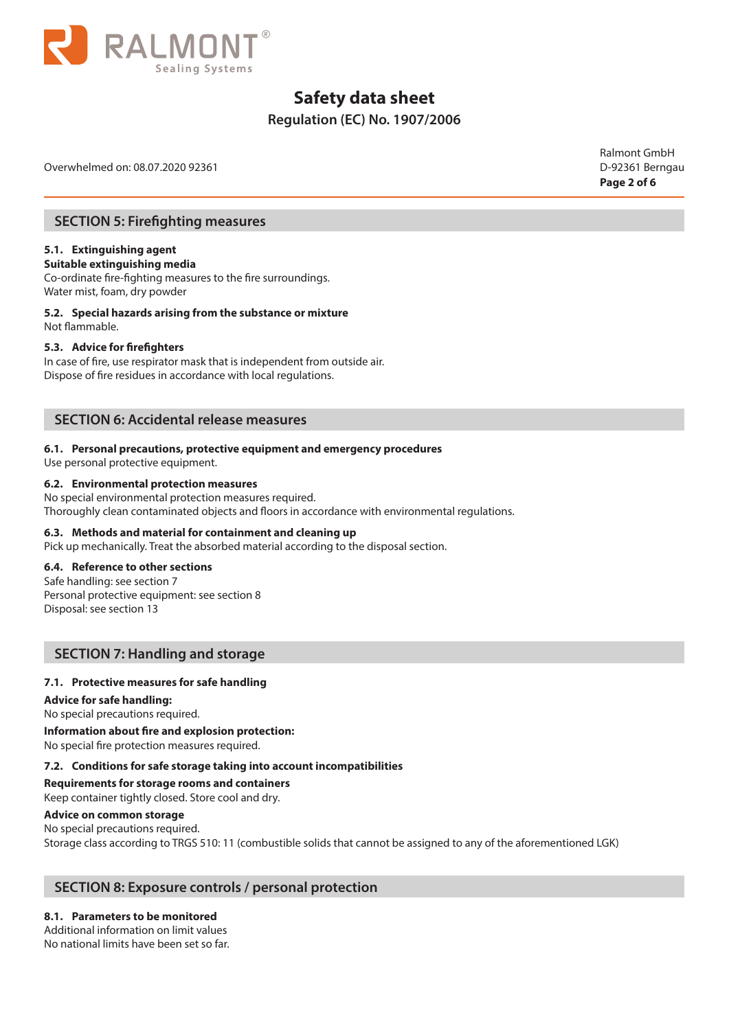## SECTION 5: Firefighting measures

**5.1. Extinguishing agent**

**Suitable extinguishing media**

Co-ordinate fire-fighting measures to the fire surroundings.
Water mist, foam, dry powder

**5.2. Special hazards arising from the substance or mixture**

Not flammable.

**5.3. Advice for firefighters**

In case of fire, use respirator mask that is independent from outside air.
Dispose of fire residues in accordance with local regulations.

## SECTION 6: Accidental release measures

**6.1. Personal precautions, protective equipment and emergency procedures**

Use personal protective equipment.

**6.2. Environmental protection measures**

No special environmental protection measures required.
Thoroughly clean contaminated objects and floors in accordance with environmental regulations.

**6.3. Methods and material for containment and cleaning up**

Pick up mechanically. Treat the absorbed material according to the disposal section.

**6.4. Reference to other sections**

Safe handling: see section 7
Personal protective equipment: see section 8
Disposal: see section 13

## SECTION 7: Handling and storage

**7.1. Protective measures for safe handling**

**Advice for safe handling:**

No special precautions required.

**Information about fire and explosion protection:**

No special fire protection measures required.

**7.2. Conditions for safe storage taking into account incompatibilities**

**Requirements for storage rooms and containers**

Keep container tightly closed. Store cool and dry.

**Advice on common storage**

No special precautions required.
Storage class according to TRGS 510: 11 (combustible solids that cannot be assigned to any of the aforementioned LGK)

## SECTION 8: Exposure controls / personal protection

**8.1. Parameters to be monitored**

Additional information on limit values
No national limits have been set so far.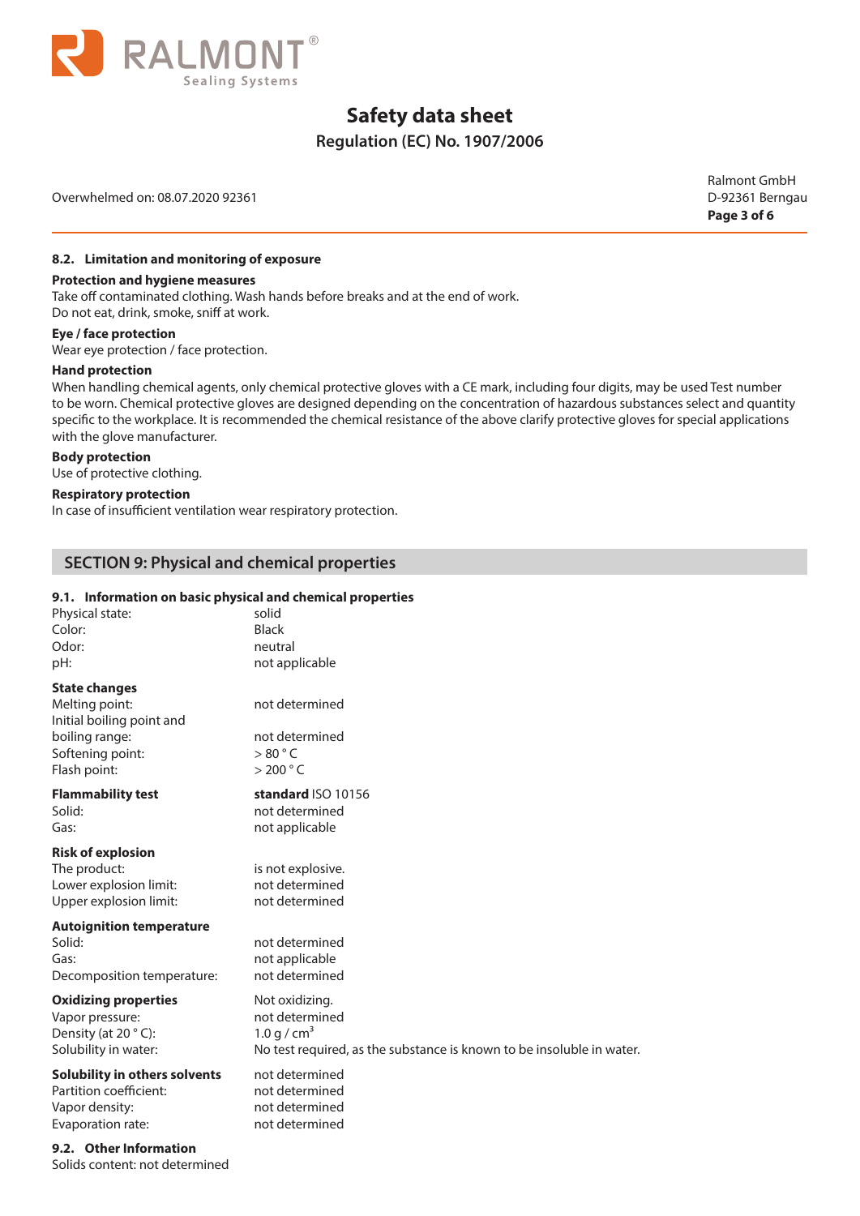#### 8.2. Limitation and monitoring of exposure

**Protection and hygiene measures**
Take off contaminated clothing. Wash hands before breaks and at the end of work.
Do not eat, drink, smoke, sniff at work.

**Eye / face protection**
Wear eye protection / face protection.

**Hand protection**
When handling chemical agents, only chemical protective gloves with a CE mark, including four digits, may be used Test number to be worn. Chemical protective gloves are designed depending on the concentration of hazardous substances select and quantity specific to the workplace. It is recommended the chemical resistance of the above clarify protective gloves for special applications with the glove manufacturer.

**Body protection**
Use of protective clothing.

**Respiratory protection**
In case of insufficient ventilation wear respiratory protection.

## SECTION 9: Physical and chemical properties

#### 9.1. Information on basic physical and chemical properties

| | |
|---|---|
| Physical state: | solid |
| Color: | Black |
| Odor: | neutral |
| pH: | not applicable |
| **State changes** | |
| Melting point: | not determined |
| Initial boiling point and boiling range: | not determined |
| Softening point: | > 80 ° C |
| Flash point: | > 200 ° C |
| **Flammability test** | **standard** ISO 10156 |
| Solid: | not determined |
| Gas: | not applicable |
| **Risk of explosion** | |
| The product: | is not explosive. |
| Lower explosion limit: | not determined |
| Upper explosion limit: | not determined |
| **Autoignition temperature** | |
| Solid: | not determined |
| Gas: | not applicable |
| Decomposition temperature: | not determined |
| **Oxidizing properties** | Not oxidizing. |
| Vapor pressure: | not determined |
| Density (at 20 ° C): | 1.0 g / cm$^3$ |
| Solubility in water: | No test required, as the substance is known to be insoluble in water. |
| **Solubility in others solvents** | not determined |
| Partition coefficient: | not determined |
| Vapor density: | not determined |
| Evaporation rate: | not determined |

#### 9.2. Other Information

Solids content: not determined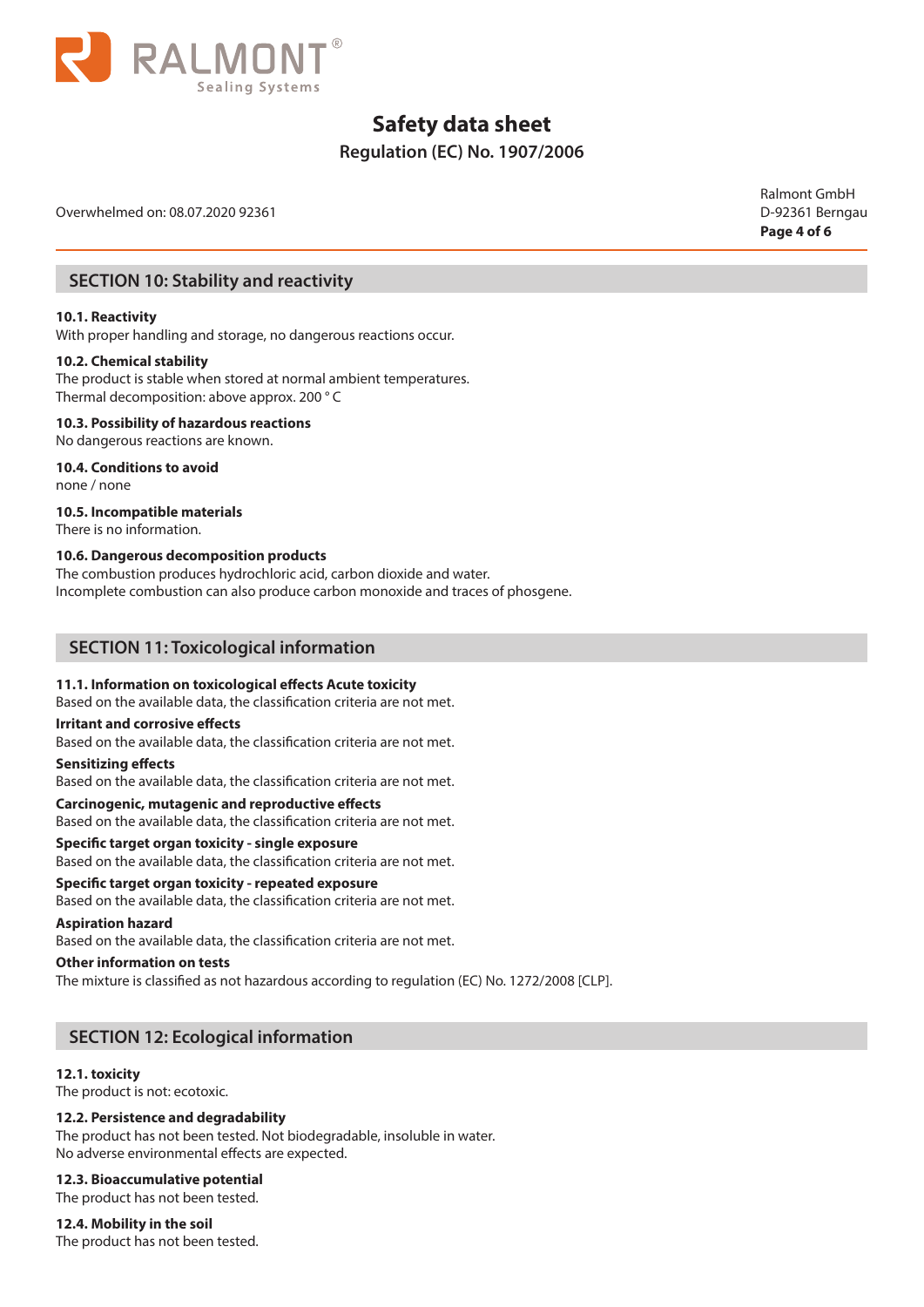## SECTION 10: Stability and reactivity

**10.1. Reactivity**
With proper handling and storage, no dangerous reactions occur.

**10.2. Chemical stability**
The product is stable when stored at normal ambient temperatures.
Thermal decomposition: above approx. 200 ° C

**10.3. Possibility of hazardous reactions**
No dangerous reactions are known.

**10.4. Conditions to avoid**
none / none

**10.5. Incompatible materials**
There is no information.

**10.6. Dangerous decomposition products**
The combustion produces hydrochloric acid, carbon dioxide and water.
Incomplete combustion can also produce carbon monoxide and traces of phosgene.

## SECTION 11: Toxicological information

**11.1. Information on toxicological effects Acute toxicity**
Based on the available data, the classification criteria are not met.

**Irritant and corrosive effects**
Based on the available data, the classification criteria are not met.

**Sensitizing effects**
Based on the available data, the classification criteria are not met.

**Carcinogenic, mutagenic and reproductive effects**
Based on the available data, the classification criteria are not met.

**Specific target organ toxicity - single exposure**
Based on the available data, the classification criteria are not met.

**Specific target organ toxicity - repeated exposure**
Based on the available data, the classification criteria are not met.

**Aspiration hazard**
Based on the available data, the classification criteria are not met.

**Other information on tests**
The mixture is classified as not hazardous according to regulation (EC) No. 1272/2008 [CLP].

## SECTION 12: Ecological information

**12.1. toxicity**
The product is not: ecotoxic.

**12.2. Persistence and degradability**
The product has not been tested. Not biodegradable, insoluble in water.
No adverse environmental effects are expected.

**12.3. Bioaccumulative potential**
The product has not been tested.

**12.4. Mobility in the soil**
The product has not been tested.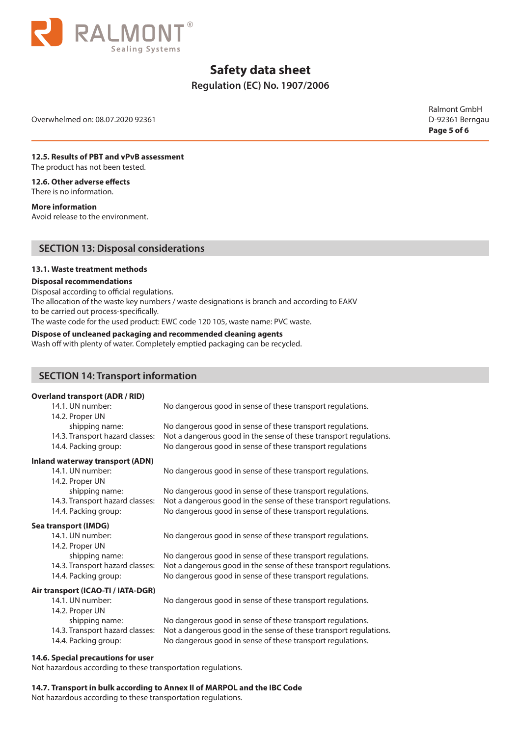### 12.5. Results of PBT and vPvB assessment

The product has not been tested.

### 12.6. Other adverse effects

There is no information.

**More information**

Avoid release to the environment.

## SECTION 13: Disposal considerations

### 13.1. Waste treatment methods

**Disposal recommendations**

Disposal according to official regulations.
The allocation of the waste key numbers / waste designations is branch and according to EAKV to be carried out process-specifically.
The waste code for the used product: EWC code 120 105, waste name: PVC waste.

**Dispose of uncleaned packaging and recommended cleaning agents**

Wash off with plenty of water. Completely emptied packaging can be recycled.

## SECTION 14: Transport information

**Overland transport (ADR / RID)**

| | |
|---|---|
| 14.1. UN number: | No dangerous good in sense of these transport regulations. |
| 14.2. Proper UN shipping name: | No dangerous good in sense of these transport regulations. |
| 14.3. Transport hazard classes: | Not a dangerous good in the sense of these transport regulations. |
| 14.4. Packing group: | No dangerous good in sense of these transport regulations |

**Inland waterway transport (ADN)**

| | |
|---|---|
| 14.1. UN number: | No dangerous good in sense of these transport regulations. |
| 14.2. Proper UN shipping name: | No dangerous good in sense of these transport regulations. |
| 14.3. Transport hazard classes: | Not a dangerous good in the sense of these transport regulations. |
| 14.4. Packing group: | No dangerous good in sense of these transport regulations. |

**Sea transport (IMDG)**

| | |
|---|---|
| 14.1. UN number: | No dangerous good in sense of these transport regulations. |
| 14.2. Proper UN shipping name: | No dangerous good in sense of these transport regulations. |
| 14.3. Transport hazard classes: | Not a dangerous good in the sense of these transport regulations. |
| 14.4. Packing group: | No dangerous good in sense of these transport regulations. |

**Air transport (ICAO-TI / IATA-DGR)**

| | |
|---|---|
| 14.1. UN number: | No dangerous good in sense of these transport regulations. |
| 14.2. Proper UN shipping name: | No dangerous good in sense of these transport regulations. |
| 14.3. Transport hazard classes: | Not a dangerous good in the sense of these transport regulations. |
| 14.4. Packing group: | No dangerous good in sense of these transport regulations. |

### 14.6. Special precautions for user

Not hazardous according to these transportation regulations.

### 14.7. Transport in bulk according to Annex II of MARPOL and the IBC Code

Not hazardous according to these transportation regulations.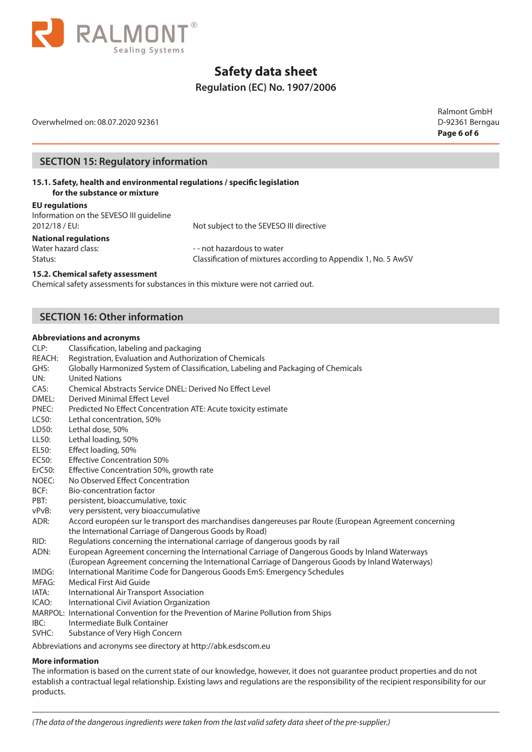# Safety data sheet

**Regulation (EC) No. 1907/2006**

Overwhelmed on: 08.07.2020 92361

Ralmont GmbH
D-92361 Berngau

## SECTION 15: Regulatory information

### 15.1. Safety, health and environmental regulations / specific legislation for the substance or mixture

**EU regulations**

| | |
|---|---|
| Information on the SEVESO III guideline 2012/18 / EU: | Not subject to the SEVESO III directive |

**National regulations**

| | |
|---|---|
| Water hazard class: | - - not hazardous to water |
| Status: | Classification of mixtures according to Appendix 1, No. 5 AwSV |

### 15.2. Chemical safety assessment

Chemical safety assessments for substances in this mixture were not carried out.

## SECTION 16: Other information

**Abbreviations and acronyms**

| | |
|---|---|
| CLP: | Classification, labeling and packaging |
| REACH: | Registration, Evaluation and Authorization of Chemicals |
| GHS: | Globally Harmonized System of Classification, Labeling and Packaging of Chemicals |
| UN: | United Nations |
| CAS: | Chemical Abstracts Service DNEL: Derived No Effect Level |
| DMEL: | Derived Minimal Effect Level |
| PNEC: | Predicted No Effect Concentration ATE: Acute toxicity estimate |
| LC50: | Lethal concentration, 50% |
| LD50: | Lethal dose, 50% |
| LL50: | Lethal loading, 50% |
| EL50: | Effect loading, 50% |
| EC50: | Effective Concentration 50% |
| ErC50: | Effective Concentration 50%, growth rate |
| NOEC: | No Observed Effect Concentration |
| BCF: | Bio-concentration factor |
| PBT: | persistent, bioaccumulative, toxic |
| vPvB: | very persistent, very bioaccumulative |
| ADR: | Accord européen sur le transport des marchandises dangereuses par Route (European Agreement concerning the International Carriage of Dangerous Goods by Road) |
| RID: | Regulations concerning the international carriage of dangerous goods by rail |
| ADN: | European Agreement concerning the International Carriage of Dangerous Goods by Inland Waterways (European Agreement concerning the International Carriage of Dangerous Goods by Inland Waterways) |
| IMDG: | International Maritime Code for Dangerous Goods EmS: Emergency Schedules |
| MFAG: | Medical First Aid Guide |
| IATA: | International Air Transport Association |
| ICAO: | International Civil Aviation Organization |
| MARPOL: | International Convention for the Prevention of Marine Pollution from Ships |
| IBC: | Intermediate Bulk Container |
| SVHC: | Substance of Very High Concern |

Abbreviations and acronyms see directory at http://abk.esdscom.eu

**More information**

The information is based on the current state of our knowledge, however, it does not guarantee product properties and do not establish a contractual legal relationship. Existing laws and regulations are the responsibility of the recipient responsibility for our products.

*(The data of the dangerous ingredients were taken from the last valid safety data sheet of the pre-supplier.)*